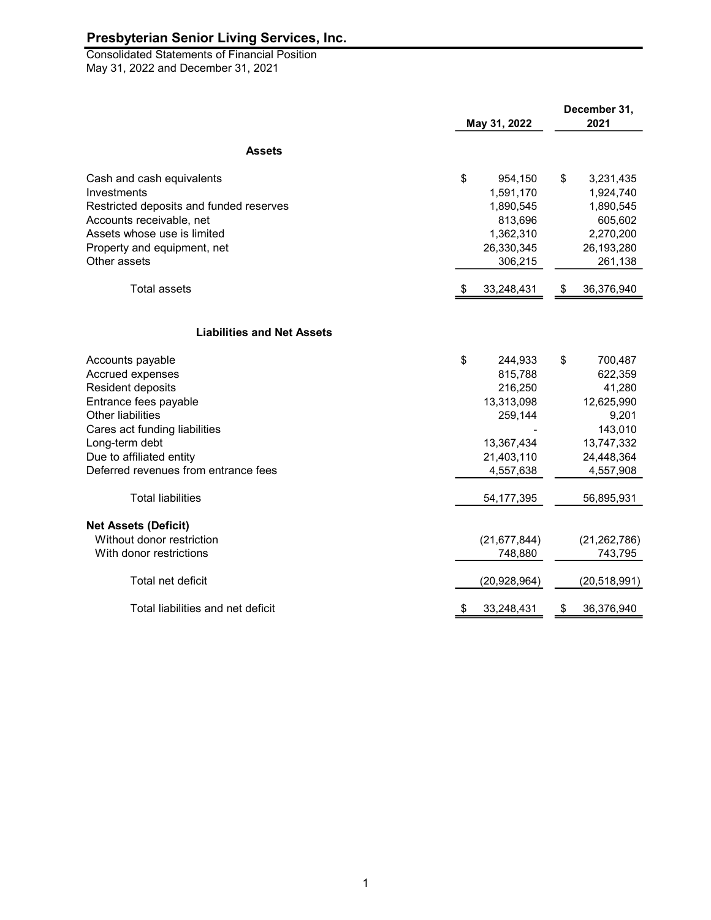# Presbyterian Senior Living Services, Inc.

Consolidated Statements of Financial Position
May 31, 2022 and December 31, 2021

| | May 31, 2022 | December 31, 2021 |
|---|---|---|
| **Assets** | | |
| Cash and cash equivalents | $ 954,150 | $ 3,231,435 |
| Investments | 1,591,170 | 1,924,740 |
| Restricted deposits and funded reserves | 1,890,545 | 1,890,545 |
| Accounts receivable, net | 813,696 | 605,602 |
| Assets whose use is limited | 1,362,310 | 2,270,200 |
| Property and equipment, net | 26,330,345 | 26,193,280 |
| Other assets | 306,215 | 261,138 |
| Total assets | $ 33,248,431 | $ 36,376,940 |
| **Liabilities and Net Assets** | | |
| Accounts payable | $ 244,933 | $ 700,487 |
| Accrued expenses | 815,788 | 622,359 |
| Resident deposits | 216,250 | 41,280 |
| Entrance fees payable | 13,313,098 | 12,625,990 |
| Other liabilities | 259,144 | 9,201 |
| Cares act funding liabilities | - | 143,010 |
| Long-term debt | 13,367,434 | 13,747,332 |
| Due to affiliated entity | 21,403,110 | 24,448,364 |
| Deferred revenues from entrance fees | 4,557,638 | 4,557,908 |
| Total liabilities | 54,177,395 | 56,895,931 |
| **Net Assets (Deficit)** | | |
| Without donor restriction | (21,677,844) | (21,262,786) |
| With donor restrictions | 748,880 | 743,795 |
| Total net deficit | (20,928,964) | (20,518,991) |
| Total liabilities and net deficit | $ 33,248,431 | $ 36,376,940 |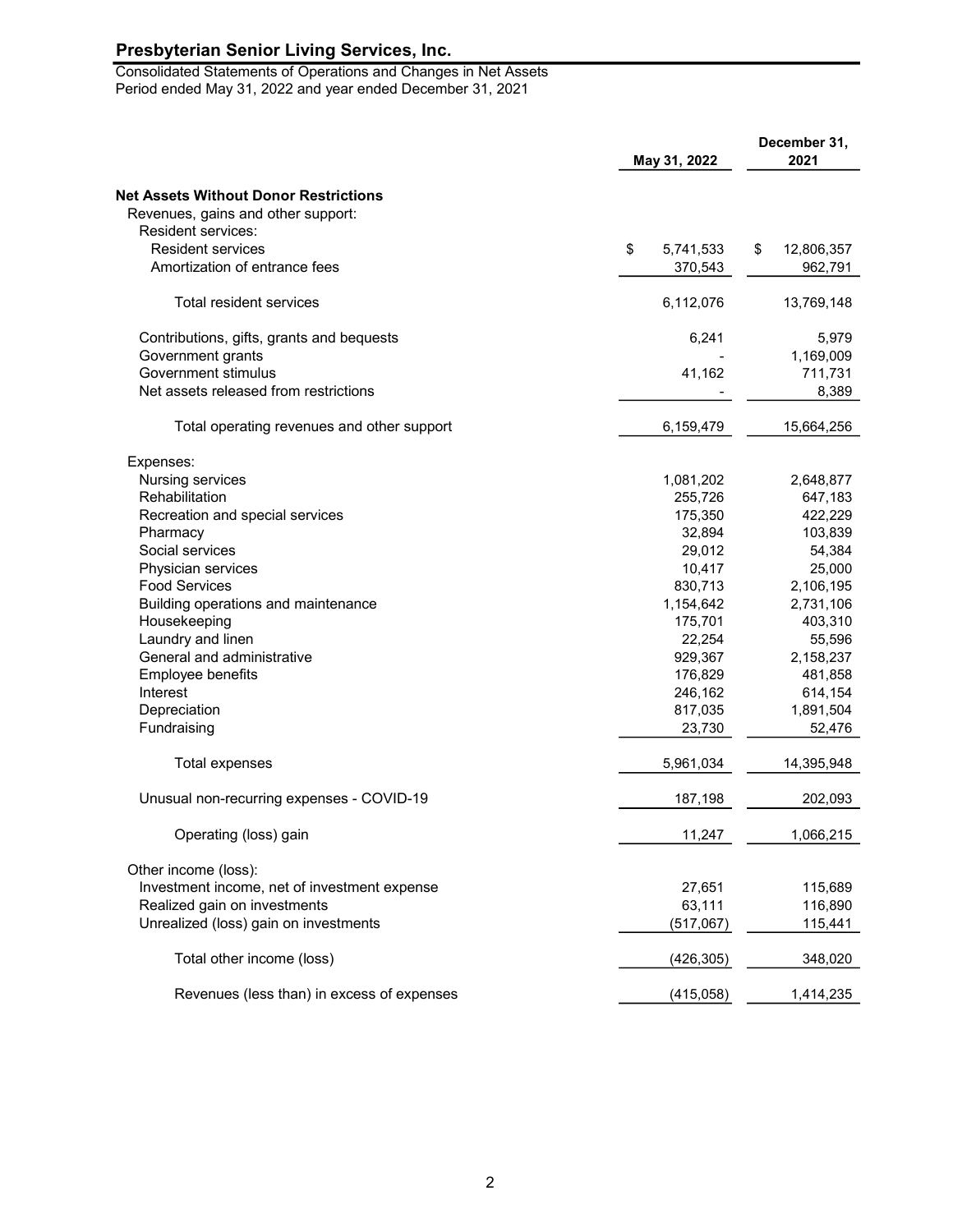## Presbyterian Senior Living Services, Inc.

Consolidated Statements of Operations and Changes in Net Assets
Period ended May 31, 2022 and year ended December 31, 2021

| | May 31, 2022 | December 31, 2021 |
|---|---|---|
| **Net Assets Without Donor Restrictions** | | |
| Revenues, gains and other support: | | |
| Resident services: | | |
| Resident services | $ 5,741,533 | $ 12,806,357 |
| Amortization of entrance fees | 370,543 | 962,791 |
| Total resident services | 6,112,076 | 13,769,148 |
| Contributions, gifts, grants and bequests | 6,241 | 5,979 |
| Government grants | - | 1,169,009 |
| Government stimulus | 41,162 | 711,731 |
| Net assets released from restrictions | - | 8,389 |
| Total operating revenues and other support | 6,159,479 | 15,664,256 |
| Expenses: | | |
| Nursing services | 1,081,202 | 2,648,877 |
| Rehabilitation | 255,726 | 647,183 |
| Recreation and special services | 175,350 | 422,229 |
| Pharmacy | 32,894 | 103,839 |
| Social services | 29,012 | 54,384 |
| Physician services | 10,417 | 25,000 |
| Food Services | 830,713 | 2,106,195 |
| Building operations and maintenance | 1,154,642 | 2,731,106 |
| Housekeeping | 175,701 | 403,310 |
| Laundry and linen | 22,254 | 55,596 |
| General and administrative | 929,367 | 2,158,237 |
| Employee benefits | 176,829 | 481,858 |
| Interest | 246,162 | 614,154 |
| Depreciation | 817,035 | 1,891,504 |
| Fundraising | 23,730 | 52,476 |
| Total expenses | 5,961,034 | 14,395,948 |
| Unusual non-recurring expenses - COVID-19 | 187,198 | 202,093 |
| Operating (loss) gain | 11,247 | 1,066,215 |
| Other income (loss): | | |
| Investment income, net of investment expense | 27,651 | 115,689 |
| Realized gain on investments | 63,111 | 116,890 |
| Unrealized (loss) gain on investments | (517,067) | 115,441 |
| Total other income (loss) | (426,305) | 348,020 |
| Revenues (less than) in excess of expenses | (415,058) | 1,414,235 |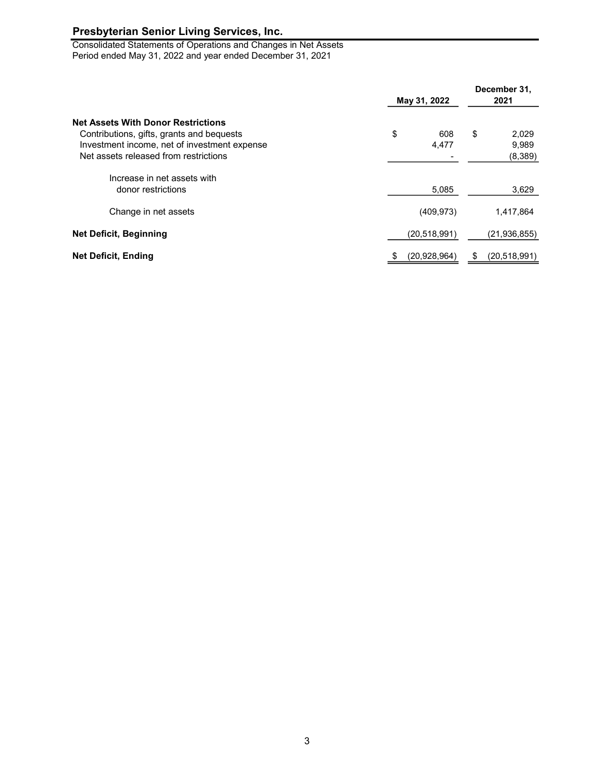## Presbyterian Senior Living Services, Inc.

Consolidated Statements of Operations and Changes in Net Assets
Period ended May 31, 2022 and year ended December 31, 2021

| | May 31, 2022 | December 31, 2021 |
|---|---|---|
| **Net Assets With Donor Restrictions** | | |
| Contributions, gifts, grants and bequests | $ 608 | $ 2,029 |
| Investment income, net of investment expense | 4,477 | 9,989 |
| Net assets released from restrictions | - | (8,389) |
| Increase in net assets with donor restrictions | 5,085 | 3,629 |
| Change in net assets | (409,973) | 1,417,864 |
| **Net Deficit, Beginning** | (20,518,991) | (21,936,855) |
| **Net Deficit, Ending** | $ (20,928,964) | $ (20,518,991) |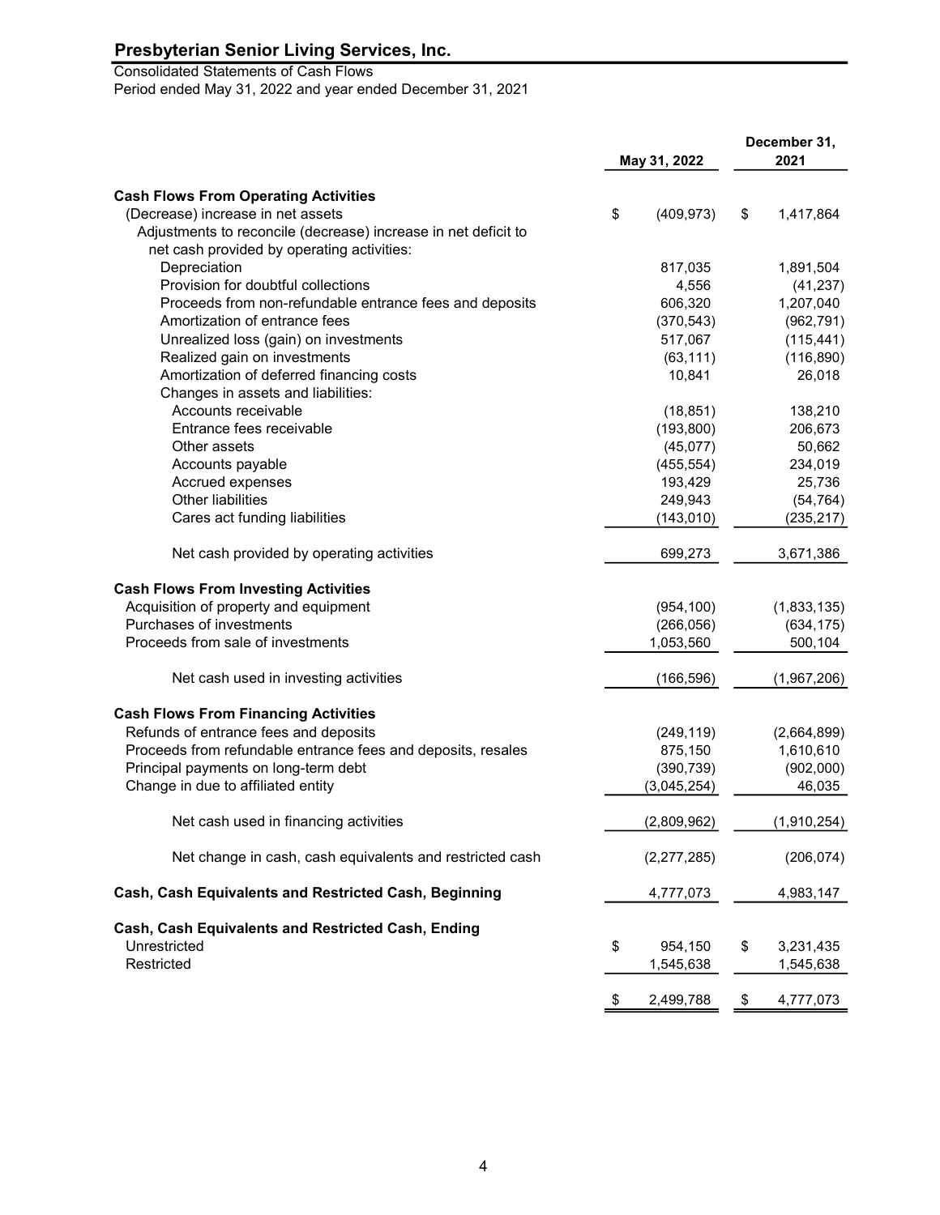# Presbyterian Senior Living Services, Inc.

Consolidated Statements of Cash Flows
Period ended May 31, 2022 and year ended December 31, 2021

| | May 31, 2022 | December 31, 2021 |
|---|---|---|
| **Cash Flows From Operating Activities** | | |
| (Decrease) increase in net assets | $ (409,973) | $ 1,417,864 |
| Adjustments to reconcile (decrease) increase in net deficit to net cash provided by operating activities: | | |
| Depreciation | 817,035 | 1,891,504 |
| Provision for doubtful collections | 4,556 | (41,237) |
| Proceeds from non-refundable entrance fees and deposits | 606,320 | 1,207,040 |
| Amortization of entrance fees | (370,543) | (962,791) |
| Unrealized loss (gain) on investments | 517,067 | (115,441) |
| Realized gain on investments | (63,111) | (116,890) |
| Amortization of deferred financing costs | 10,841 | 26,018 |
| Changes in assets and liabilities: | | |
| Accounts receivable | (18,851) | 138,210 |
| Entrance fees receivable | (193,800) | 206,673 |
| Other assets | (45,077) | 50,662 |
| Accounts payable | (455,554) | 234,019 |
| Accrued expenses | 193,429 | 25,736 |
| Other liabilities | 249,943 | (54,764) |
| Cares act funding liabilities | (143,010) | (235,217) |
| Net cash provided by operating activities | 699,273 | 3,671,386 |
| **Cash Flows From Investing Activities** | | |
| Acquisition of property and equipment | (954,100) | (1,833,135) |
| Purchases of investments | (266,056) | (634,175) |
| Proceeds from sale of investments | 1,053,560 | 500,104 |
| Net cash used in investing activities | (166,596) | (1,967,206) |
| **Cash Flows From Financing Activities** | | |
| Refunds of entrance fees and deposits | (249,119) | (2,664,899) |
| Proceeds from refundable entrance fees and deposits, resales | 875,150 | 1,610,610 |
| Principal payments on long-term debt | (390,739) | (902,000) |
| Change in due to affiliated entity | (3,045,254) | 46,035 |
| Net cash used in financing activities | (2,809,962) | (1,910,254) |
| Net change in cash, cash equivalents and restricted cash | (2,277,285) | (206,074) |
| **Cash, Cash Equivalents and Restricted Cash, Beginning** | 4,777,073 | 4,983,147 |
| **Cash, Cash Equivalents and Restricted Cash, Ending** | | |
| Unrestricted | $ 954,150 | $ 3,231,435 |
| Restricted | 1,545,638 | 1,545,638 |
| | $ 2,499,788 | $ 4,777,073 |